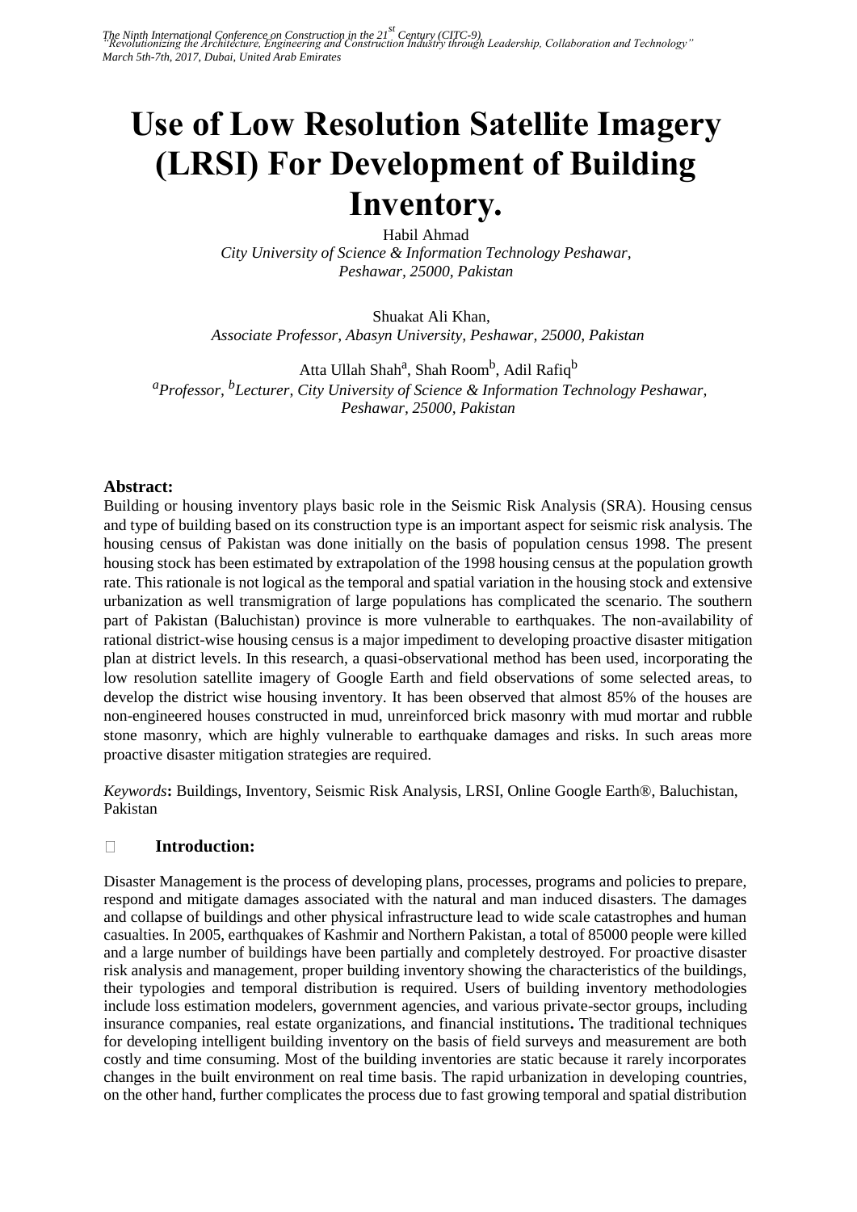# Use of Low Resolution Satellite Imagery (LRSI) For Development of Building Inventory.

Habil Ahmad
*City University of Science & Information Technology Peshawar, Peshawar, 25000, Pakistan*

Shuakat Ali Khan,
*Associate Professor, Abasyn University, Peshawar, 25000, Pakistan*

Atta Ullah Shah[a], Shah Room[b], Adil Rafiq[b]
*[a]Professor, [b]Lecturer, City University of Science & Information Technology Peshawar, Peshawar, 25000, Pakistan*

**Abstract:**

Building or housing inventory plays basic role in the Seismic Risk Analysis (SRA). Housing census and type of building based on its construction type is an important aspect for seismic risk analysis. The housing census of Pakistan was done initially on the basis of population census 1998. The present housing stock has been estimated by extrapolation of the 1998 housing census at the population growth rate. This rationale is not logical as the temporal and spatial variation in the housing stock and extensive urbanization as well transmigration of large populations has complicated the scenario. The southern part of Pakistan (Baluchistan) province is more vulnerable to earthquakes. The non-availability of rational district-wise housing census is a major impediment to developing proactive disaster mitigation plan at district levels. In this research, a quasi-observational method has been used, incorporating the low resolution satellite imagery of Google Earth and field observations of some selected areas, to develop the district wise housing inventory. It has been observed that almost 85% of the houses are non-engineered houses constructed in mud, unreinforced brick masonry with mud mortar and rubble stone masonry, which are highly vulnerable to earthquake damages and risks. In such areas more proactive disaster mitigation strategies are required.

*Keywords*: Buildings, Inventory, Seismic Risk Analysis, LRSI, Online Google Earth®, Baluchistan, Pakistan

## Introduction:

Disaster Management is the process of developing plans, processes, programs and policies to prepare, respond and mitigate damages associated with the natural and man induced disasters. The damages and collapse of buildings and other physical infrastructure lead to wide scale catastrophes and human casualties. In 2005, earthquakes of Kashmir and Northern Pakistan, a total of 85000 people were killed and a large number of buildings have been partially and completely destroyed. For proactive disaster risk analysis and management, proper building inventory showing the characteristics of the buildings, their typologies and temporal distribution is required. Users of building inventory methodologies include loss estimation modelers, government agencies, and various private-sector groups, including insurance companies, real estate organizations, and financial institutions**.** The traditional techniques for developing intelligent building inventory on the basis of field surveys and measurement are both costly and time consuming. Most of the building inventories are static because it rarely incorporates changes in the built environment on real time basis. The rapid urbanization in developing countries, on the other hand, further complicates the process due to fast growing temporal and spatial distribution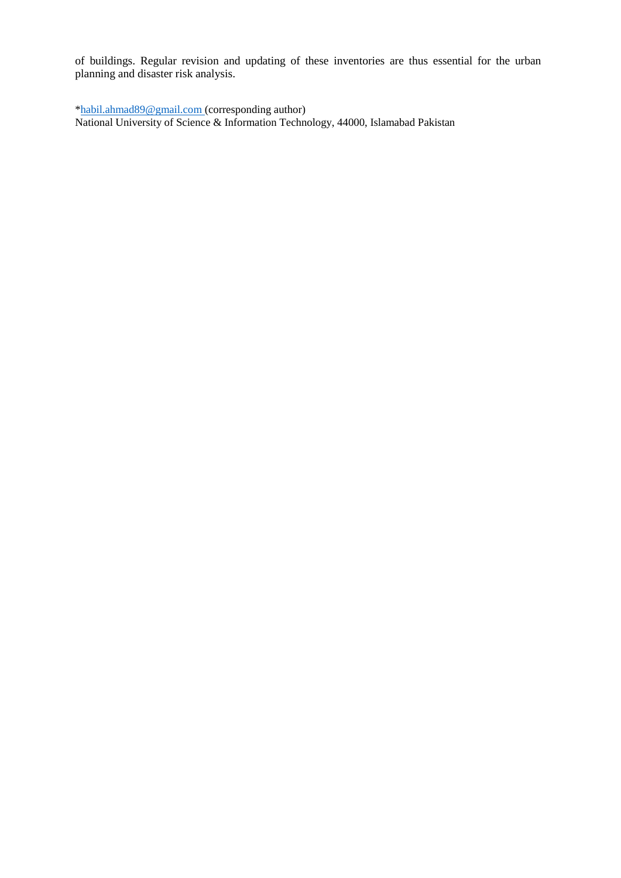of buildings. Regular revision and updating of these inventories are thus essential for the urban planning and disaster risk analysis.

*habil.ahmad89@gmail.com (corresponding author)
National University of Science & Information Technology, 44000, Islamabad Pakistan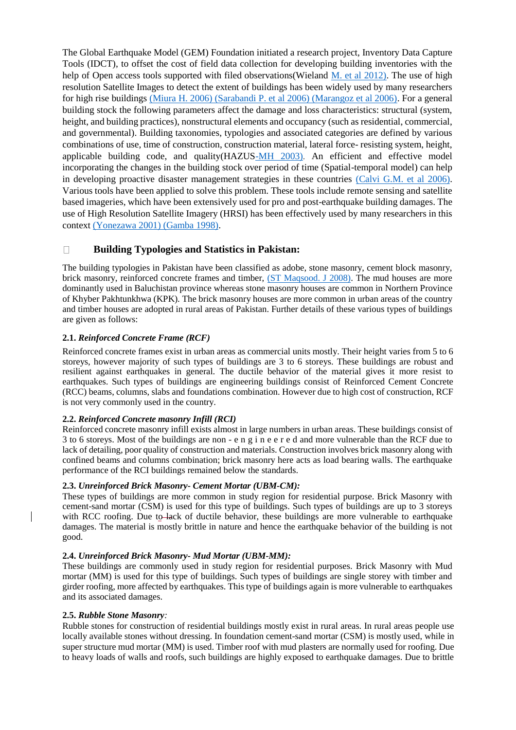The Global Earthquake Model (GEM) Foundation initiated a research project, Inventory Data Capture Tools (IDCT), to offset the cost of field data collection for developing building inventories with the help of Open access tools supported with filed observations(Wieland M. et al 2012). The use of high resolution Satellite Images to detect the extent of buildings has been widely used by many researchers for high rise buildings (Miura H. 2006) (Sarabandi P. et al 2006) (Marangoz et al 2006). For a general building stock the following parameters affect the damage and loss characteristics: structural (system, height, and building practices), nonstructural elements and occupancy (such as residential, commercial, and governmental). Building taxonomies, typologies and associated categories are defined by various combinations of use, time of construction, construction material, lateral force- resisting system, height, applicable building code, and quality(HAZUS-MH 2003). An efficient and effective model incorporating the changes in the building stock over period of time (Spatial-temporal model) can help in developing proactive disaster management strategies in these countries (Calvi G.M. et al 2006). Various tools have been applied to solve this problem. These tools include remote sensing and satellite based imageries, which have been extensively used for pro and post-earthquake building damages. The use of High Resolution Satellite Imagery (HRSI) has been effectively used by many researchers in this context (Yonezawa 2001) (Gamba 1998).

## Building Typologies and Statistics in Pakistan:

The building typologies in Pakistan have been classified as adobe, stone masonry, cement block masonry, brick masonry, reinforced concrete frames and timber, (ST Maqsood. J 2008). The mud houses are more dominantly used in Baluchistan province whereas stone masonry houses are common in Northern Province of Khyber Pakhtunkhwa (KPK). The brick masonry houses are more common in urban areas of the country and timber houses are adopted in rural areas of Pakistan. Further details of these various types of buildings are given as follows:

### 2.1. *Reinforced Concrete Frame (RCF)*

Reinforced concrete frames exist in urban areas as commercial units mostly. Their height varies from 5 to 6 storeys, however majority of such types of buildings are 3 to 6 storeys. These buildings are robust and resilient against earthquakes in general. The ductile behavior of the material gives it more resist to earthquakes. Such types of buildings are engineering buildings consist of Reinforced Cement Concrete (RCC) beams, columns, slabs and foundations combination. However due to high cost of construction, RCF is not very commonly used in the country.

### 2.2. *Reinforced Concrete masonry Infill (RCI)*

Reinforced concrete masonry infill exists almost in large numbers in urban areas. These buildings consist of 3 to 6 storeys. Most of the buildings are non - e n g i n e e r e d and more vulnerable than the RCF due to lack of detailing, poor quality of construction and materials. Construction involves brick masonry along with confined beams and columns combination; brick masonry here acts as load bearing walls. The earthquake performance of the RCI buildings remained below the standards.

### 2.3. *Unreinforced Brick Masonry- Cement Mortar (UBM-CM):*

These types of buildings are more common in study region for residential purpose. Brick Masonry with cement-sand mortar (CSM) is used for this type of buildings. Such types of buildings are up to 3 storeys with RCC roofing. Due to lack of ductile behavior, these buildings are more vulnerable to earthquake damages. The material is mostly brittle in nature and hence the earthquake behavior of the building is not good.

### 2.4. *Unreinforced Brick Masonry- Mud Mortar (UBM-MM):*

These buildings are commonly used in study region for residential purposes. Brick Masonry with Mud mortar (MM) is used for this type of buildings. Such types of buildings are single storey with timber and girder roofing, more affected by earthquakes. This type of buildings again is more vulnerable to earthquakes and its associated damages.

### 2.5. *Rubble Stone Masonry:*

Rubble stones for construction of residential buildings mostly exist in rural areas. In rural areas people use locally available stones without dressing. In foundation cement-sand mortar (CSM) is mostly used, while in super structure mud mortar (MM) is used. Timber roof with mud plasters are normally used for roofing. Due to heavy loads of walls and roofs, such buildings are highly exposed to earthquake damages. Due to brittle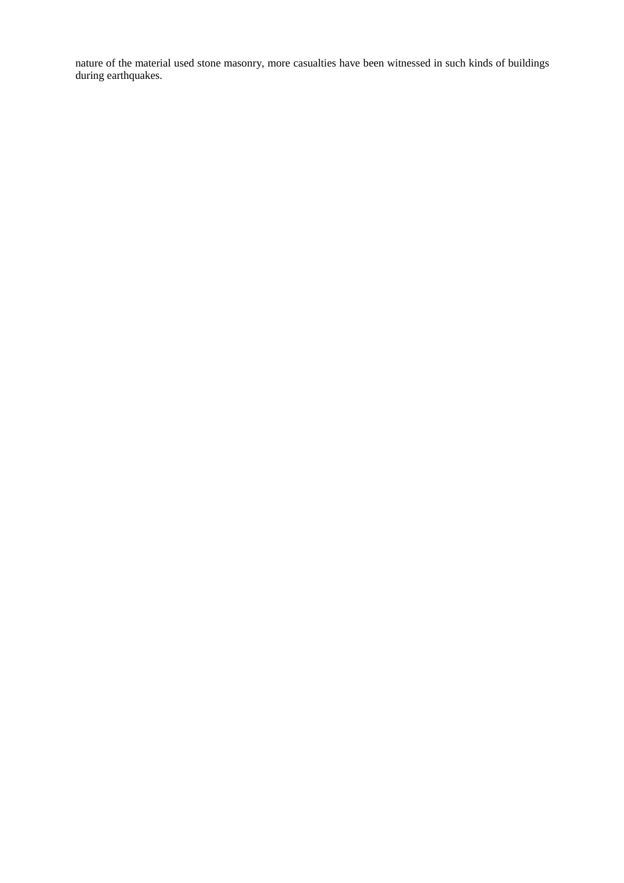nature of the material used stone masonry, more casualties have been witnessed in such kinds of buildings during earthquakes.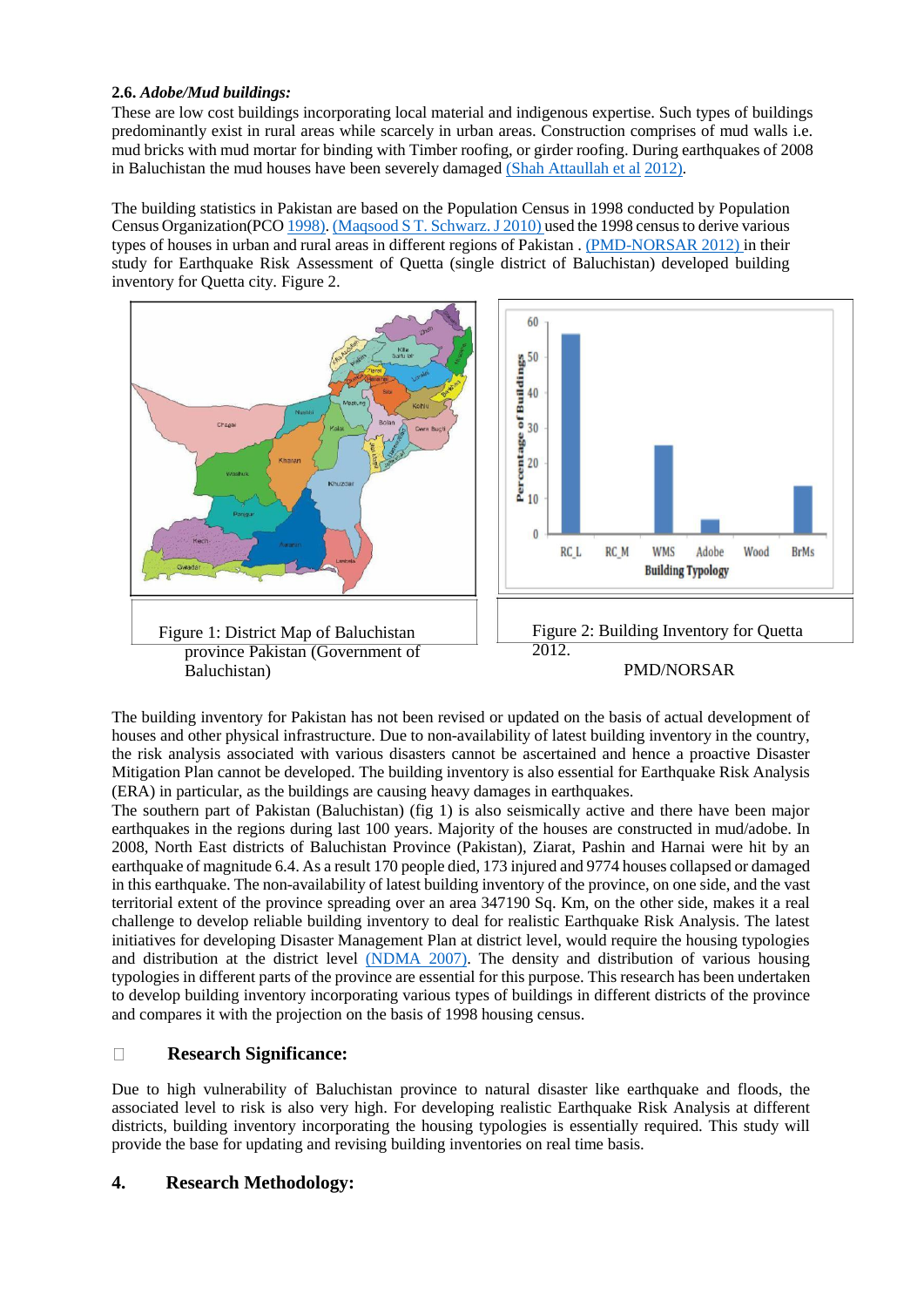**2.6.** ***Adobe/Mud buildings:***

These are low cost buildings incorporating local material and indigenous expertise. Such types of buildings predominantly exist in rural areas while scarcely in urban areas. Construction comprises of mud walls i.e. mud bricks with mud mortar for binding with Timber roofing, or girder roofing. During earthquakes of 2008 in Baluchistan the mud houses have been severely damaged (Shah Attaullah et al 2012).

The building statistics in Pakistan are based on the Population Census in 1998 conducted by Population Census Organization(PCO 1998). (Maqsood S T. Schwarz. J 2010) used the 1998 census to derive various types of houses in urban and rural areas in different regions of Pakistan . (PMD-NORSAR 2012) in their study for Earthquake Risk Assessment of Quetta (single district of Baluchistan) developed building inventory for Quetta city. Figure 2.

Figure 1: District Map of Baluchistan province Pakistan (Government of Baluchistan)

Figure 2: Building Inventory for Quetta 2012. PMD/NORSAR

The building inventory for Pakistan has not been revised or updated on the basis of actual development of houses and other physical infrastructure. Due to non-availability of latest building inventory in the country, the risk analysis associated with various disasters cannot be ascertained and hence a proactive Disaster Mitigation Plan cannot be developed. The building inventory is also essential for Earthquake Risk Analysis (ERA) in particular, as the buildings are causing heavy damages in earthquakes.

The southern part of Pakistan (Baluchistan) (fig 1) is also seismically active and there have been major earthquakes in the regions during last 100 years. Majority of the houses are constructed in mud/adobe. In 2008, North East districts of Baluchistan Province (Pakistan), Ziarat, Pashin and Harnai were hit by an earthquake of magnitude 6.4. As a result 170 people died, 173 injured and 9774 houses collapsed or damaged in this earthquake. The non-availability of latest building inventory of the province, on one side, and the vast territorial extent of the province spreading over an area 347190 Sq. Km, on the other side, makes it a real challenge to develop reliable building inventory to deal for realistic Earthquake Risk Analysis. The latest initiatives for developing Disaster Management Plan at district level, would require the housing typologies and distribution at the district level (NDMA 2007). The density and distribution of various housing typologies in different parts of the province are essential for this purpose. This research has been undertaken to develop building inventory incorporating various types of buildings in different districts of the province and compares it with the projection on the basis of 1998 housing census.

## Research Significance:

Due to high vulnerability of Baluchistan province to natural disaster like earthquake and floods, the associated level to risk is also very high. For developing realistic Earthquake Risk Analysis at different districts, building inventory incorporating the housing typologies is essentially required. This study will provide the base for updating and revising building inventories on real time basis.

## 4. Research Methodology: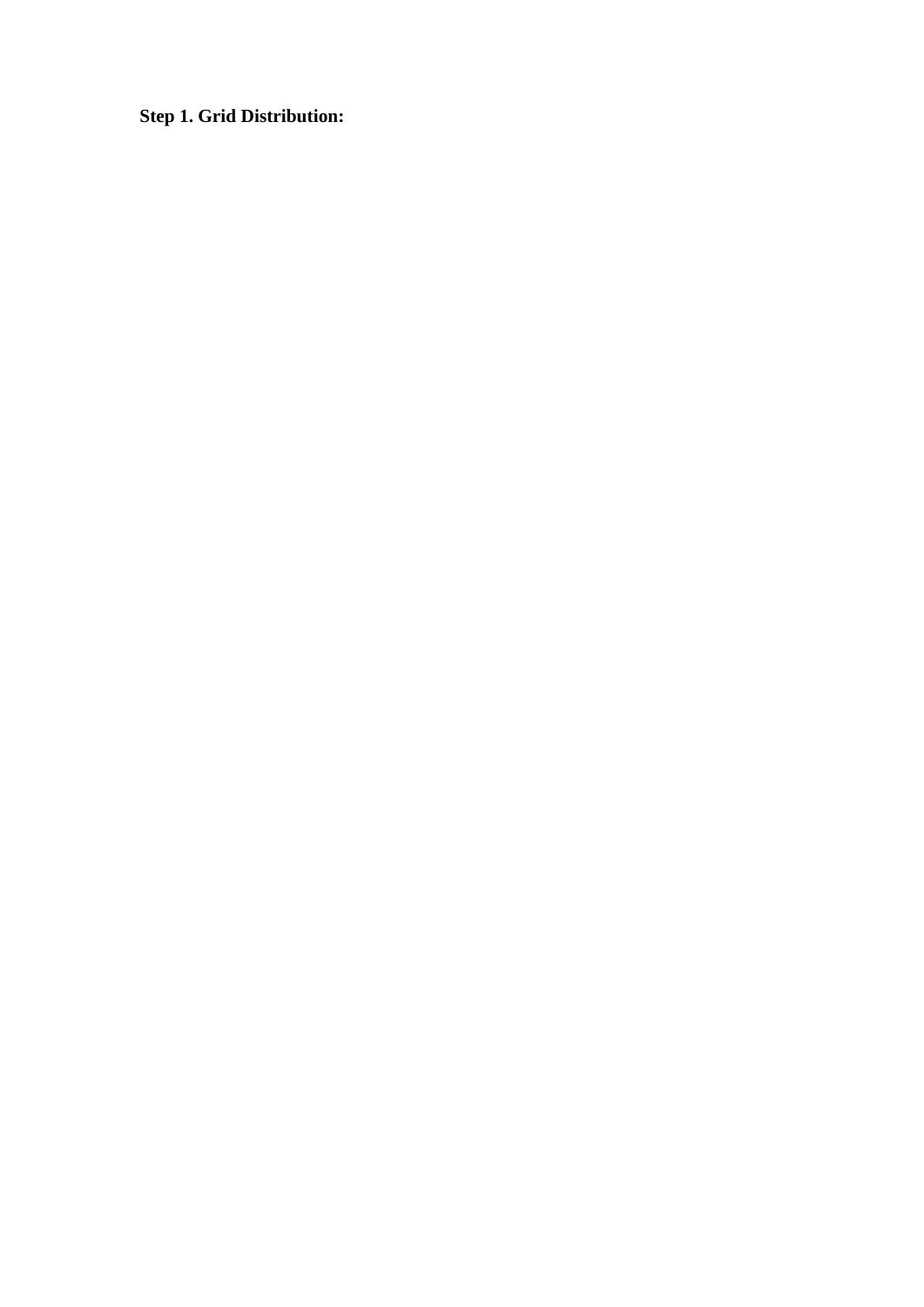**Step 1. Grid Distribution:**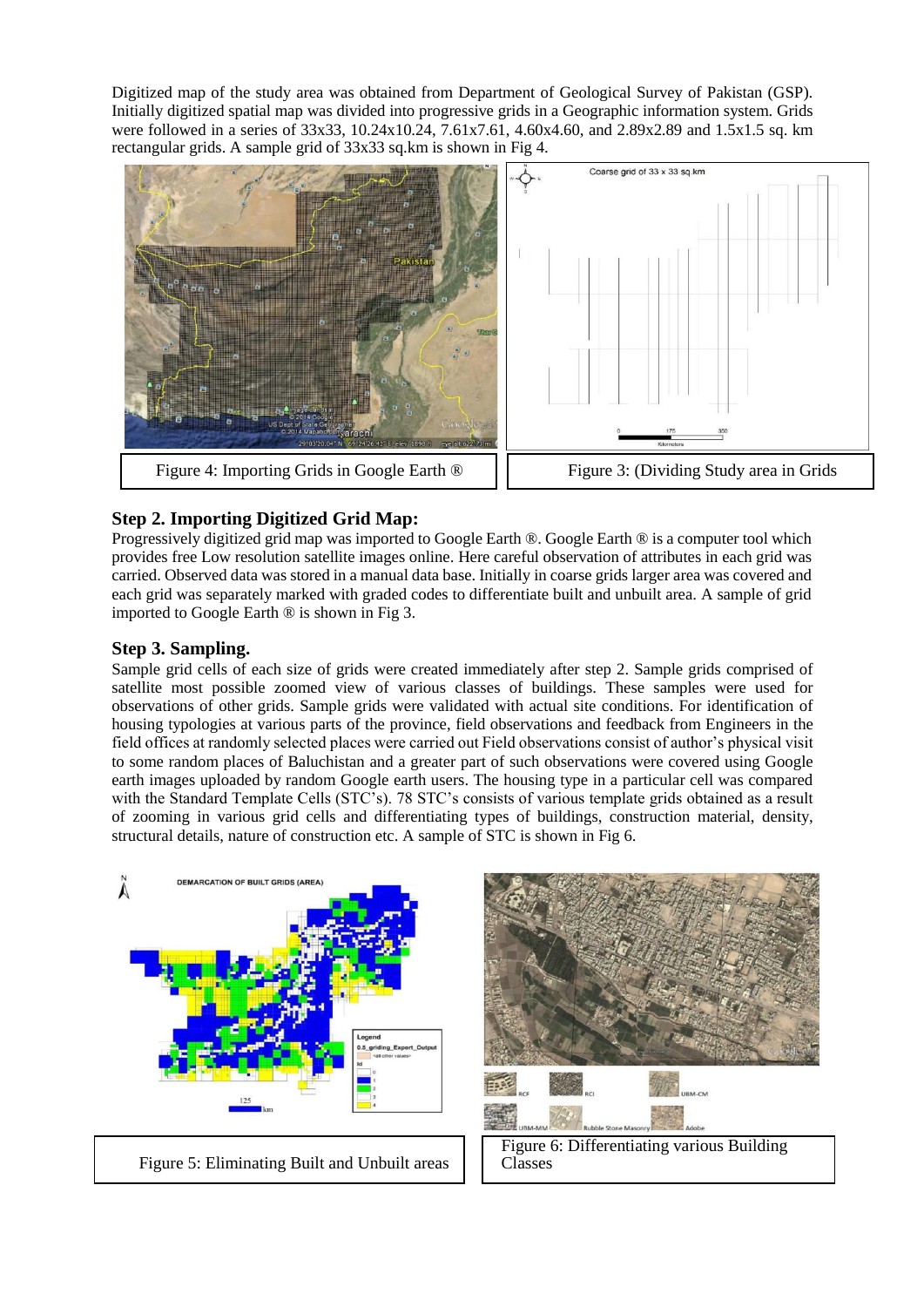Digitized map of the study area was obtained from Department of Geological Survey of Pakistan (GSP). Initially digitized spatial map was divided into progressive grids in a Geographic information system. Grids were followed in a series of 33x33, 10.24x10.24, 7.61x7.61, 4.60x4.60, and 2.89x2.89 and 1.5x1.5 sq. km rectangular grids. A sample grid of 33x33 sq.km is shown in Fig 4.

Figure 4: Importing Grids in Google Earth ®

Figure 3: (Dividing Study area in Grids

## Step 2. Importing Digitized Grid Map:

Progressively digitized grid map was imported to Google Earth ®. Google Earth ® is a computer tool which provides free Low resolution satellite images online. Here careful observation of attributes in each grid was carried. Observed data was stored in a manual data base. Initially in coarse grids larger area was covered and each grid was separately marked with graded codes to differentiate built and unbuilt area. A sample of grid imported to Google Earth ® is shown in Fig 3.

## Step 3. Sampling.

Sample grid cells of each size of grids were created immediately after step 2. Sample grids comprised of satellite most possible zoomed view of various classes of buildings. These samples were used for observations of other grids. Sample grids were validated with actual site conditions. For identification of housing typologies at various parts of the province, field observations and feedback from Engineers in the field offices at randomly selected places were carried out Field observations consist of author's physical visit to some random places of Baluchistan and a greater part of such observations were covered using Google earth images uploaded by random Google earth users. The housing type in a particular cell was compared with the Standard Template Cells (STC's). 78 STC's consists of various template grids obtained as a result of zooming in various grid cells and differentiating types of buildings, construction material, density, structural details, nature of construction etc. A sample of STC is shown in Fig 6.

Figure 5: Eliminating Built and Unbuilt areas

Figure 6: Differentiating various Building Classes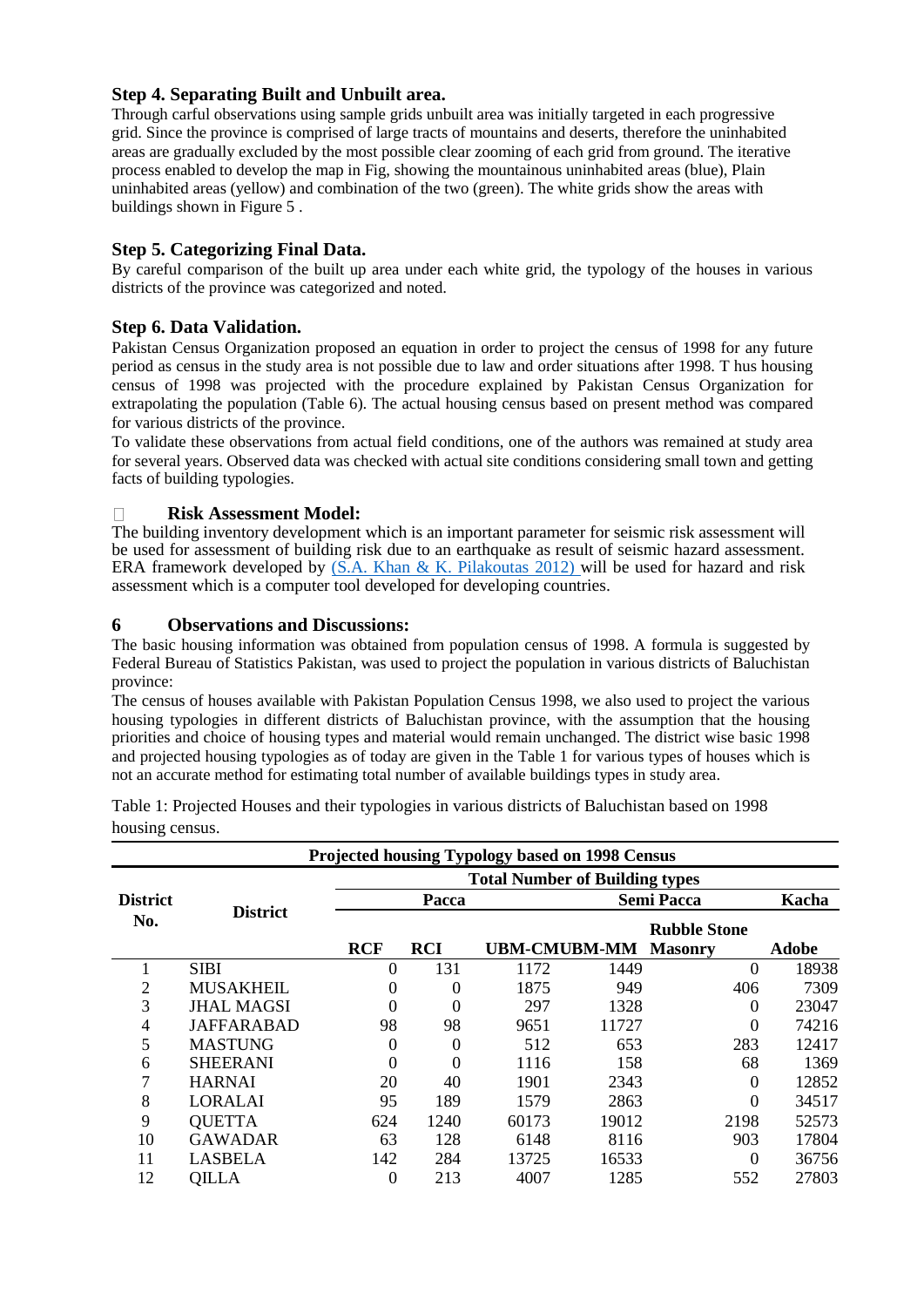### Step 4. Separating Built and Unbuilt area.

Through carful observations using sample grids unbuilt area was initially targeted in each progressive grid. Since the province is comprised of large tracts of mountains and deserts, therefore the uninhabited areas are gradually excluded by the most possible clear zooming of each grid from ground. The iterative process enabled to develop the map in Fig, showing the mountainous uninhabited areas (blue), Plain uninhabited areas (yellow) and combination of the two (green). The white grids show the areas with buildings shown in Figure 5 .

### Step 5. Categorizing Final Data.

By careful comparison of the built up area under each white grid, the typology of the houses in various districts of the province was categorized and noted.

### Step 6. Data Validation.

Pakistan Census Organization proposed an equation in order to project the census of 1998 for any future period as census in the study area is not possible due to law and order situations after 1998. T hus housing census of 1998 was projected with the procedure explained by Pakistan Census Organization for extrapolating the population (Table 6). The actual housing census based on present method was compared for various districts of the province.

To validate these observations from actual field conditions, one of the authors was remained at study area for several years. Observed data was checked with actual site conditions considering small town and getting facts of building typologies.

### Risk Assessment Model:

The building inventory development which is an important parameter for seismic risk assessment will be used for assessment of building risk due to an earthquake as result of seismic hazard assessment. ERA framework developed by (S.A. Khan & K. Pilakoutas 2012) will be used for hazard and risk assessment which is a computer tool developed for developing countries.

## 6 Observations and Discussions:

The basic housing information was obtained from population census of 1998. A formula is suggested by Federal Bureau of Statistics Pakistan, was used to project the population in various districts of Baluchistan province:

The census of houses available with Pakistan Population Census 1998, we also used to project the various housing typologies in different districts of Baluchistan province, with the assumption that the housing priorities and choice of housing types and material would remain unchanged. The district wise basic 1998 and projected housing typologies as of today are given in the Table 1 for various types of houses which is not an accurate method for estimating total number of available buildings types in study area.

Table 1: Projected Houses and their typologies in various districts of Baluchistan based on 1998 housing census.

| Projected housing Typology based on 1998 Census | | | | | | | |
|---|---|---|---|---|---|---|---|
| District No. | District | Total Number of Building types | | | | | |
| | | Pacca | | Semi Pacca | | | Kacha |
| | | RCF | RCI | UBM-CMUBM-MM | | Rubble Stone Masonry | Adobe |
| 1 | SIBI | 0 | 131 | 1172 | 1449 | 0 | 18938 |
| 2 | MUSAKHEIL | 0 | 0 | 1875 | 949 | 406 | 7309 |
| 3 | JHAL MAGSI | 0 | 0 | 297 | 1328 | 0 | 23047 |
| 4 | JAFFARABAD | 98 | 98 | 9651 | 11727 | 0 | 74216 |
| 5 | MASTUNG | 0 | 0 | 512 | 653 | 283 | 12417 |
| 6 | SHEERANI | 0 | 0 | 1116 | 158 | 68 | 1369 |
| 7 | HARNAI | 20 | 40 | 1901 | 2343 | 0 | 12852 |
| 8 | LORALAI | 95 | 189 | 1579 | 2863 | 0 | 34517 |
| 9 | QUETTA | 624 | 1240 | 60173 | 19012 | 2198 | 52573 |
| 10 | GAWADAR | 63 | 128 | 6148 | 8116 | 903 | 17804 |
| 11 | LASBELA | 142 | 284 | 13725 | 16533 | 0 | 36756 |
| 12 | QILLA | 0 | 213 | 4007 | 1285 | 552 | 27803 |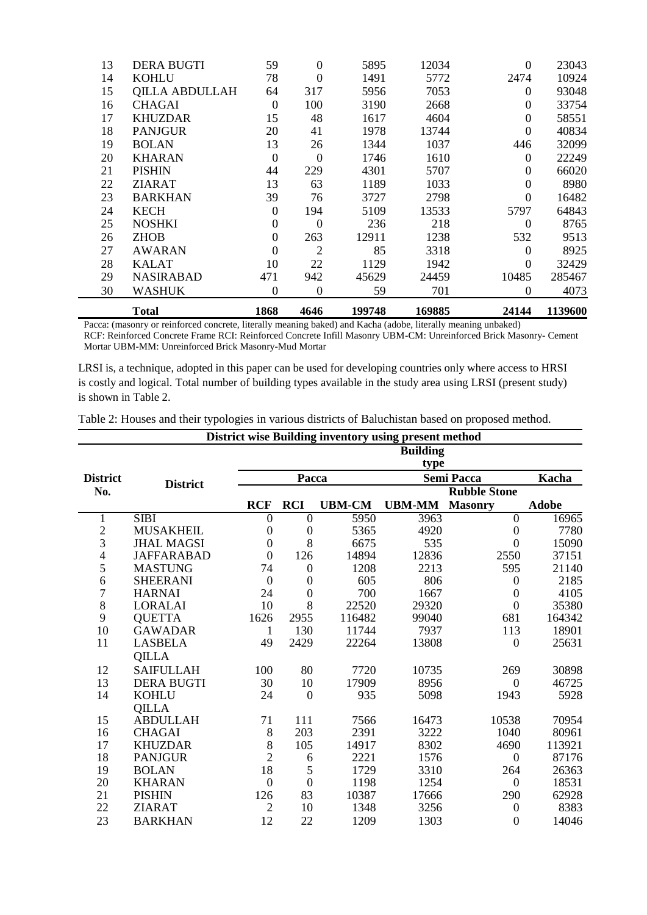| 13 | DERA BUGTI | 59 | 0 | 5895 | 12034 | 0 | 23043 |
|---|---|---|---|---|---|---|---|
| 14 | KOHLU | 78 | 0 | 1491 | 5772 | 2474 | 10924 |
| 15 | QILLA ABDULLAH | 64 | 317 | 5956 | 7053 | 0 | 93048 |
| 16 | CHAGAI | 0 | 100 | 3190 | 2668 | 0 | 33754 |
| 17 | KHUZDAR | 15 | 48 | 1617 | 4604 | 0 | 58551 |
| 18 | PANJGUR | 20 | 41 | 1978 | 13744 | 0 | 40834 |
| 19 | BOLAN | 13 | 26 | 1344 | 1037 | 446 | 32099 |
| 20 | KHARAN | 0 | 0 | 1746 | 1610 | 0 | 22249 |
| 21 | PISHIN | 44 | 229 | 4301 | 5707 | 0 | 66020 |
| 22 | ZIARAT | 13 | 63 | 1189 | 1033 | 0 | 8980 |
| 23 | BARKHAN | 39 | 76 | 3727 | 2798 | 0 | 16482 |
| 24 | KECH | 0 | 194 | 5109 | 13533 | 5797 | 64843 |
| 25 | NOSHKI | 0 | 0 | 236 | 218 | 0 | 8765 |
| 26 | ZHOB | 0 | 263 | 12911 | 1238 | 532 | 9513 |
| 27 | AWARAN | 0 | 2 | 85 | 3318 | 0 | 8925 |
| 28 | KALAT | 10 | 22 | 1129 | 1942 | 0 | 32429 |
| 29 | NASIRABAD | 471 | 942 | 45629 | 24459 | 10485 | 285467 |
| 30 | WASHUK | 0 | 0 | 59 | 701 | 0 | 4073 |
| | **Total** | **1868** | **4646** | **199748** | **169885** | **24144** | **1139600** |

Pacca: (masonry or reinforced concrete, literally meaning baked) and Kacha (adobe, literally meaning unbaked)
RCF: Reinforced Concrete Frame RCI: Reinforced Concrete Infill Masonry UBM-CM: Unreinforced Brick Masonry- Cement Mortar UBM-MM: Unreinforced Brick Masonry-Mud Mortar

LRSI is, a technique, adopted in this paper can be used for developing countries only where access to HRSI is costly and logical. Total number of building types available in the study area using LRSI (present study) is shown in Table 2.

Table 2: Houses and their typologies in various districts of Baluchistan based on proposed method.

| District wise Building inventory using present method | | | | | | | |
|---|---|---|---|---|---|---|---|
| | | Building type | | | | | |
| District No. | District | Pacca | | | Semi Pacca | | Kacha |
| | | | | | | Rubble Stone | |
| | | RCF | RCI | UBM-CM | UBM-MM | Masonry | Adobe |
| 1 | SIBI | 0 | 0 | 5950 | 3963 | 0 | 16965 |
| 2 | MUSAKHEIL | 0 | 0 | 5365 | 4920 | 0 | 7780 |
| 3 | JHAL MAGSI | 0 | 8 | 6675 | 535 | 0 | 15090 |
| 4 | JAFFARABAD | 0 | 126 | 14894 | 12836 | 2550 | 37151 |
| 5 | MASTUNG | 74 | 0 | 1208 | 2213 | 595 | 21140 |
| 6 | SHEERANI | 0 | 0 | 605 | 806 | 0 | 2185 |
| 7 | HARNAI | 24 | 0 | 700 | 1667 | 0 | 4105 |
| 8 | LORALAI | 10 | 8 | 22520 | 29320 | 0 | 35380 |
| 9 | QUETTA | 1626 | 2955 | 116482 | 99040 | 681 | 164342 |
| 10 | GAWADAR | 1 | 130 | 11744 | 7937 | 113 | 18901 |
| 11 | LASBELA | 49 | 2429 | 22264 | 13808 | 0 | 25631 |
| 12 | QILLA SAIFULLAH | 100 | 80 | 7720 | 10735 | 269 | 30898 |
| 13 | DERA BUGTI | 30 | 10 | 17909 | 8956 | 0 | 46725 |
| 14 | KOHLU | 24 | 0 | 935 | 5098 | 1943 | 5928 |
| 15 | QILLA ABDULLAH | 71 | 111 | 7566 | 16473 | 10538 | 70954 |
| 16 | CHAGAI | 8 | 203 | 2391 | 3222 | 1040 | 80961 |
| 17 | KHUZDAR | 8 | 105 | 14917 | 8302 | 4690 | 113921 |
| 18 | PANJGUR | 2 | 6 | 2221 | 1576 | 0 | 87176 |
| 19 | BOLAN | 18 | 5 | 1729 | 3310 | 264 | 26363 |
| 20 | KHARAN | 0 | 0 | 1198 | 1254 | 0 | 18531 |
| 21 | PISHIN | 126 | 83 | 10387 | 17666 | 290 | 62928 |
| 22 | ZIARAT | 2 | 10 | 1348 | 3256 | 0 | 8383 |
| 23 | BARKHAN | 12 | 22 | 1209 | 1303 | 0 | 14046 |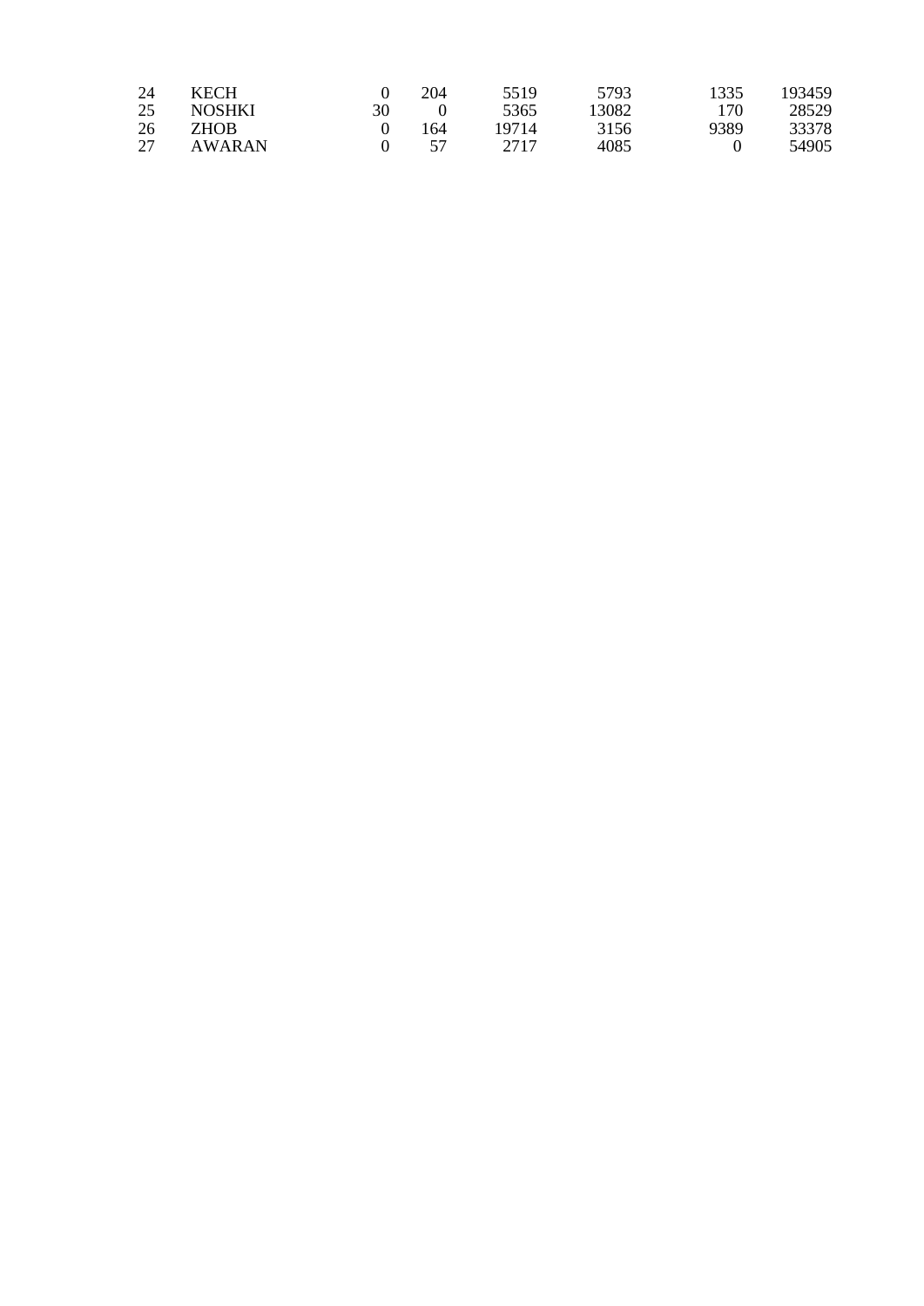| | | | | | | | |
|---|---|---|---|---|---|---|---|
| 24 | KECH | 0 | 204 | 5519 | 5793 | 1335 | 193459 |
| 25 | NOSHKI | 30 | 0 | 5365 | 13082 | 170 | 28529 |
| 26 | ZHOB | 0 | 164 | 19714 | 3156 | 9389 | 33378 |
| 27 | AWARAN | 0 | 57 | 2717 | 4085 | 0 | 54905 |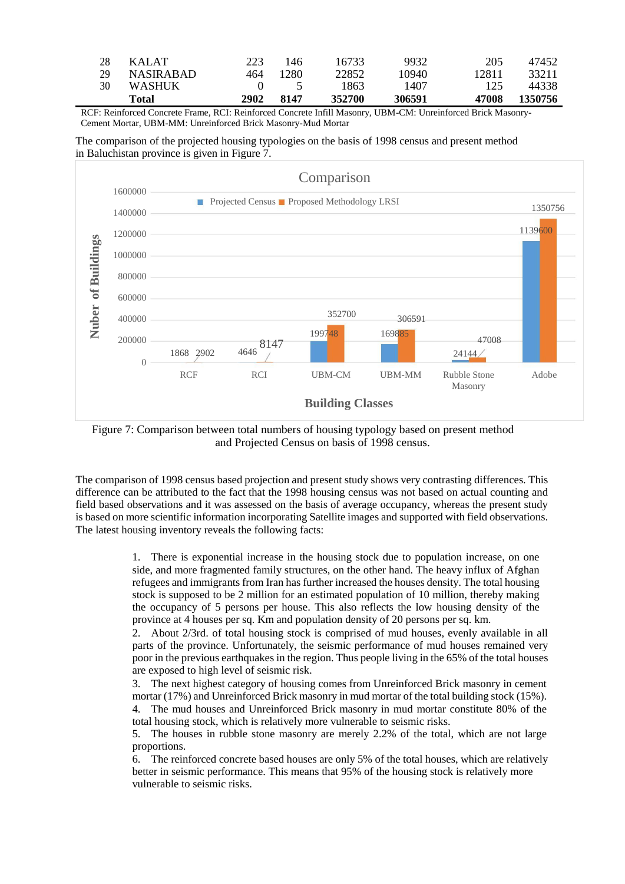| 28 | KALAT | 223 | 146 | 16733 | 9932 | 205 | 47452 |
|---|---|---|---|---|---|---|---|
| 29 | NASIRABAD | 464 | 1280 | 22852 | 10940 | 12811 | 33211 |
| 30 | WASHUK | 0 | 5 | 1863 | 1407 | 125 | 44338 |
| | **Total** | **2902** | **8147** | **352700** | **306591** | **47008** | **1350756** |

RCF: Reinforced Concrete Frame, RCI: Reinforced Concrete Infill Masonry, UBM-CM: Unreinforced Brick Masonry-Cement Mortar, UBM-MM: Unreinforced Brick Masonry-Mud Mortar

The comparison of the projected housing typologies on the basis of 1998 census and present method in Baluchistan province is given in Figure 7.

Figure 7: Comparison between total numbers of housing typology based on present method and Projected Census on basis of 1998 census.

The comparison of 1998 census based projection and present study shows very contrasting differences. This difference can be attributed to the fact that the 1998 housing census was not based on actual counting and field based observations and it was assessed on the basis of average occupancy, whereas the present study is based on more scientific information incorporating Satellite images and supported with field observations. The latest housing inventory reveals the following facts:

1. There is exponential increase in the housing stock due to population increase, on one side, and more fragmented family structures, on the other hand. The heavy influx of Afghan refugees and immigrants from Iran has further increased the houses density. The total housing stock is supposed to be 2 million for an estimated population of 10 million, thereby making the occupancy of 5 persons per house. This also reflects the low housing density of the province at 4 houses per sq. Km and population density of 20 persons per sq. km.
2. About 2/3rd. of total housing stock is comprised of mud houses, evenly available in all parts of the province. Unfortunately, the seismic performance of mud houses remained very poor in the previous earthquakes in the region. Thus people living in the 65% of the total houses are exposed to high level of seismic risk.
3. The next highest category of housing comes from Unreinforced Brick masonry in cement mortar (17%) and Unreinforced Brick masonry in mud mortar of the total building stock (15%).
4. The mud houses and Unreinforced Brick masonry in mud mortar constitute 80% of the total housing stock, which is relatively more vulnerable to seismic risks.
5. The houses in rubble stone masonry are merely 2.2% of the total, which are not large proportions.
6. The reinforced concrete based houses are only 5% of the total houses, which are relatively better in seismic performance. This means that 95% of the housing stock is relatively more vulnerable to seismic risks.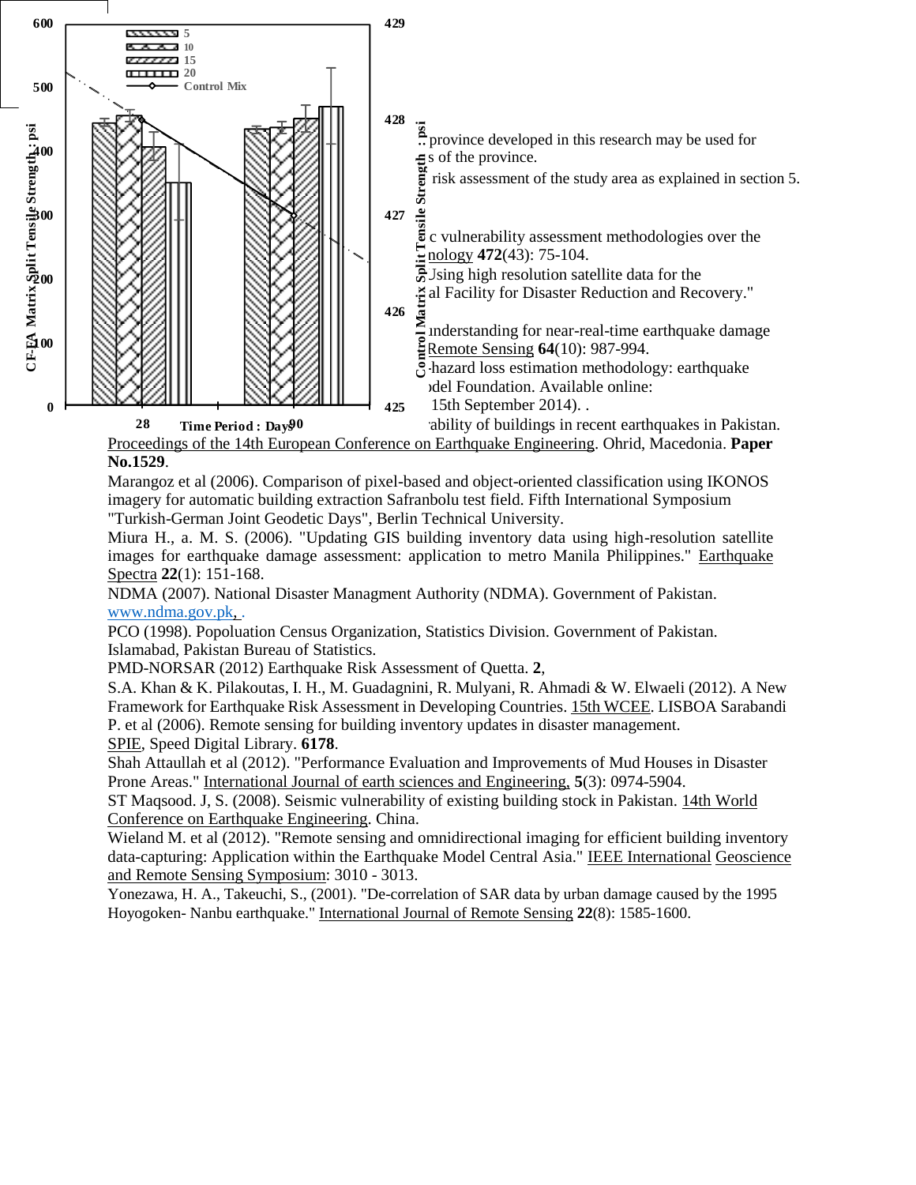600
500
400
300
200
100
0
CF-FA Matrix Split Tensile Strength : psi
5
10
15
20
Control Mix
28
Time Period : Days
90
429
428
427
426
425
Control Matrix Split Tensile Strength : psi

province developed in this research may be used for
s of the province.
risk assessment of the study area as explained in section 5.

c vulnerability assessment methodologies over the
nology **472**(43): 75-104.
Using high resolution satellite data for the
al Facility for Disaster Reduction and Recovery."
understanding for near-real-time earthquake damage
Remote Sensing **64**(10): 987-994.
hazard loss estimation methodology: earthquake
odel Foundation. Available online:
15th September 2014). .
ability of buildings in recent earthquakes in Pakistan. Proceedings of the 14th European Conference on Earthquake Engineering. Ohrid, Macedonia. **Paper No.1529**.

Marangoz et al (2006). Comparison of pixel-based and object-oriented classification using IKONOS imagery for automatic building extraction Safranbolu test field. Fifth International Symposium "Turkish-German Joint Geodetic Days", Berlin Technical University.

Miura H., a. M. S. (2006). "Updating GIS building inventory data using high-resolution satellite images for earthquake damage assessment: application to metro Manila Philippines." Earthquake Spectra **22**(1): 151-168.

NDMA (2007). National Disaster Managment Authority (NDMA). Government of Pakistan. www.ndma.gov.pk, .

PCO (1998). Popoluation Census Organization, Statistics Division. Government of Pakistan. Islamabad, Pakistan Bureau of Statistics.

PMD-NORSAR (2012) Earthquake Risk Assessment of Quetta. **2**,

S.A. Khan & K. Pilakoutas, I. H., M. Guadagnini, R. Mulyani, R. Ahmadi & W. Elwaeli (2012). A New Framework for Earthquake Risk Assessment in Developing Countries. 15th WCEE. LISBOA Sarabandi P. et al (2006). Remote sensing for building inventory updates in disaster management. SPIE, Speed Digital Library. **6178**.

Shah Attaullah et al (2012). "Performance Evaluation and Improvements of Mud Houses in Disaster Prone Areas." International Journal of earth sciences and Engineering, **5**(3): 0974-5904.

ST Maqsood. J, S (2008). Seismic vulnerability of existing building stock in Pakistan. 14th World Conference on Earthquake Engineering. China.

Wieland M. et al (2012). "Remote sensing and omnidirectional imaging for efficient building inventory data-capturing: Application within the Earthquake Model Central Asia." IEEE International Geoscience and Remote Sensing Symposium: 3010 - 3013.

Yonezawa, H. A., Takeuchi, S., (2001). "De-correlation of SAR data by urban damage caused by the 1995 Hoyogoken- Nanbu earthquake." International Journal of Remote Sensing **22**(8): 1585-1600.